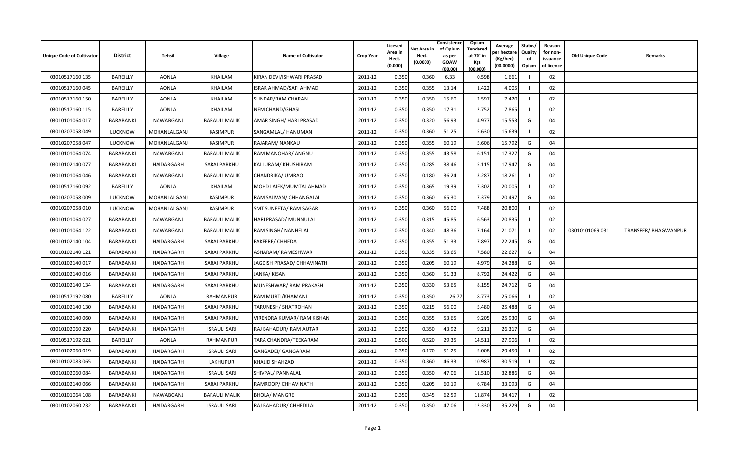| Unique Code of Cultivator | District | Tehsil | Village | Name of Cultivator | Crop Year | Licesed Area in Hect. (0.000) | Net Area in Hect. (0.0000) | Consistence of Opium as per GOAW (00.00) | Opium Tendered at 70° in Kgs (00.000) | Average per hectare (Kg/hec) (00.0000) | Status/ Quality of Opium | Reason for non-issuance of licence | Old Unique Code | Remarks |
|---|---|---|---|---|---|---|---|---|---|---|---|---|---|---|
| 03010517160 135 | BAREILLY | AONLA | KHAILAM | KIRAN DEVI/ISHWARI PRASAD | 2011-12 | 0.350 | 0.360 | 6.33 | 0.598 | 1.661 | I | 02 | | |
| 03010517160 045 | BAREILLY | AONLA | KHAILAM | ISRAR AHMAD/SAFI AHMAD | 2011-12 | 0.350 | 0.355 | 13.14 | 1.422 | 4.005 | I | 02 | | |
| 03010517160 150 | BAREILLY | AONLA | KHAILAM | SUNDAR/RAM CHARAN | 2011-12 | 0.350 | 0.350 | 15.60 | 2.597 | 7.420 | I | 02 | | |
| 03010517160 115 | BAREILLY | AONLA | KHAILAM | NEM CHAND/GHASI | 2011-12 | 0.350 | 0.350 | 17.31 | 2.752 | 7.865 | I | 02 | | |
| 03010101064 017 | BARABANKI | NAWABGANJ | BARAULI MALIK | AMAR SINGH/ HARI PRASAD | 2011-12 | 0.350 | 0.320 | 56.93 | 4.977 | 15.553 | G | 04 | | |
| 03010207058 049 | LUCKNOW | MOHANLALGANJ | KASIMPUR | SANGAMLAL/ HANUMAN | 2011-12 | 0.350 | 0.360 | 51.25 | 5.630 | 15.639 | I | 02 | | |
| 03010207058 047 | LUCKNOW | MOHANLALGANJ | KASIMPUR | RAJARAM/ NANKAU | 2011-12 | 0.350 | 0.355 | 60.19 | 5.606 | 15.792 | G | 04 | | |
| 03010101064 074 | BARABANKI | NAWABGANJ | BARAULI MALIK | RAM MANOHAR/ ANGNU | 2011-12 | 0.350 | 0.355 | 43.58 | 6.151 | 17.327 | G | 04 | | |
| 03010102140 077 | BARABANKI | HAIDARGARH | SARAI PARKHU | KALLURAM/ KHUSHIRAM | 2011-12 | 0.350 | 0.285 | 38.46 | 5.115 | 17.947 | G | 04 | | |
| 03010101064 046 | BARABANKI | NAWABGANJ | BARAULI MALIK | CHANDRIKA/ UMRAO | 2011-12 | 0.350 | 0.180 | 36.24 | 3.287 | 18.261 | I | 02 | | |
| 03010517160 092 | BAREILLY | AONLA | KHAILAM | MOHD LAIEK/MUMTAJ AHMAD | 2011-12 | 0.350 | 0.365 | 19.39 | 7.302 | 20.005 | I | 02 | | |
| 03010207058 009 | LUCKNOW | MOHANLALGANJ | KASIMPUR | RAM SAJIVAN/ CHHANGALAL | 2011-12 | 0.350 | 0.360 | 65.30 | 7.379 | 20.497 | G | 04 | | |
| 03010207058 010 | LUCKNOW | MOHANLALGANJ | KASIMPUR | SMT SUNEETA/ RAM SAGAR | 2011-12 | 0.350 | 0.360 | 56.00 | 7.488 | 20.800 | I | 02 | | |
| 03010101064 027 | BARABANKI | NAWABGANJ | BARAULI MALIK | HARI PRASAD/ MUNNULAL | 2011-12 | 0.350 | 0.315 | 45.85 | 6.563 | 20.835 | I | 02 | | |
| 03010101064 122 | BARABANKI | NAWABGANJ | BARAULI MALIK | RAM SINGH/ NANHELAL | 2011-12 | 0.350 | 0.340 | 48.36 | 7.164 | 21.071 | I | 02 | 03010101069 031 | TRANSFER/ BHAGWANPUR |
| 03010102140 104 | BARABANKI | HAIDARGARH | SARAI PARKHU | FAKEERE/ CHHEDA | 2011-12 | 0.350 | 0.355 | 51.33 | 7.897 | 22.245 | G | 04 | | |
| 03010102140 121 | BARABANKI | HAIDARGARH | SARAI PARKHU | ASHARAM/ RAMESHWAR | 2011-12 | 0.350 | 0.335 | 53.65 | 7.580 | 22.627 | G | 04 | | |
| 03010102140 017 | BARABANKI | HAIDARGARH | SARAI PARKHU | JAGDISH PRASAD/ CHHAVINATH | 2011-12 | 0.350 | 0.205 | 60.19 | 4.979 | 24.288 | G | 04 | | |
| 03010102140 016 | BARABANKI | HAIDARGARH | SARAI PARKHU | JANKA/ KISAN | 2011-12 | 0.350 | 0.360 | 51.33 | 8.792 | 24.422 | G | 04 | | |
| 03010102140 134 | BARABANKI | HAIDARGARH | SARAI PARKHU | MUNESHWAR/ RAM PRAKASH | 2011-12 | 0.350 | 0.330 | 53.65 | 8.155 | 24.712 | G | 04 | | |
| 03010517192 080 | BAREILLY | AONLA | RAHMANPUR | RAM MURTI/KHAMANI | 2011-12 | 0.350 | 0.350 | 26.77 | 8.773 | 25.066 | I | 02 | | |
| 03010102140 130 | BARABANKI | HAIDARGARH | SARAI PARKHU | TARUNESH/ SHATROHAN | 2011-12 | 0.350 | 0.215 | 56.00 | 5.480 | 25.488 | G | 04 | | |
| 03010102140 060 | BARABANKI | HAIDARGARH | SARAI PARKHU | VIRENDRA KUMAR/ RAM KISHAN | 2011-12 | 0.350 | 0.355 | 53.65 | 9.205 | 25.930 | G | 04 | | |
| 03010102060 220 | BARABANKI | HAIDARGARH | ISRAULI SARI | RAJ BAHADUR/ RAM AUTAR | 2011-12 | 0.350 | 0.350 | 43.92 | 9.211 | 26.317 | G | 04 | | |
| 03010517192 021 | BAREILLY | AONLA | RAHMANPUR | TARA CHANDRA/TEEKARAM | 2011-12 | 0.500 | 0.520 | 29.35 | 14.511 | 27.906 | I | 02 | | |
| 03010102060 019 | BARABANKI | HAIDARGARH | ISRAULI SARI | GANGADEI/ GANGARAM | 2011-12 | 0.350 | 0.170 | 51.25 | 5.008 | 29.459 | I | 02 | | |
| 03010102083 065 | BARABANKI | HAIDARGARH | LAKHUPUR | KHALID SHAHZAD | 2011-12 | 0.350 | 0.360 | 46.33 | 10.987 | 30.519 | I | 02 | | |
| 03010102060 084 | BARABANKI | HAIDARGARH | ISRAULI SARI | SHIVPAL/ PANNALAL | 2011-12 | 0.350 | 0.350 | 47.06 | 11.510 | 32.886 | G | 04 | | |
| 03010102140 066 | BARABANKI | HAIDARGARH | SARAI PARKHU | RAMROOP/ CHHAVINATH | 2011-12 | 0.350 | 0.205 | 60.19 | 6.784 | 33.093 | G | 04 | | |
| 03010101064 108 | BARABANKI | NAWABGANJ | BARAULI MALIK | BHOLA/ MANGRE | 2011-12 | 0.350 | 0.345 | 62.59 | 11.874 | 34.417 | I | 02 | | |
| 03010102060 232 | BARABANKI | HAIDARGARH | ISRAULI SARI | RAJ BAHADUR/ CHHEDILAL | 2011-12 | 0.350 | 0.350 | 47.06 | 12.330 | 35.229 | G | 04 | | |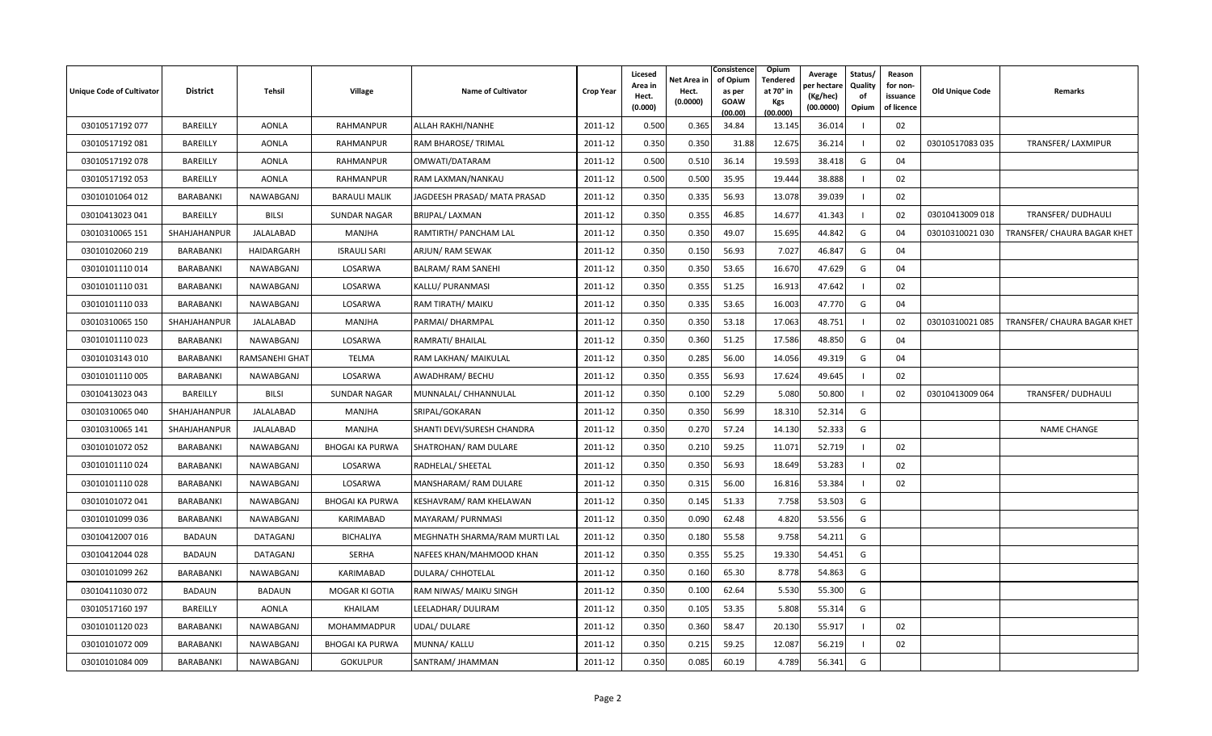| Unique Code of Cultivator | District | Tehsil | Village | Name of Cultivator | Crop Year | Licesed Area in Hect. (0.000) | Net Area in Hect. (0.0000) | Consistence of Opium as per GOAW (00.00) | Opium Tendered at 70° in Kgs (00.000) | Average per hectare (Kg/hec) (00.0000) | Status/ Quality of Opium | Reason for non-issuance of licence | Old Unique Code | Remarks |
|---|---|---|---|---|---|---|---|---|---|---|---|---|---|---|
| 03010517192 077 | BAREILLY | AONLA | RAHMANPUR | ALLAH RAKHI/NANHE | 2011-12 | 0.500 | 0.365 | 34.84 | 13.145 | 36.014 | I | 02 | | |
| 03010517192 081 | BAREILLY | AONLA | RAHMANPUR | RAM BHAROSE/ TRIMAL | 2011-12 | 0.350 | 0.350 | 31.88 | 12.675 | 36.214 | I | 02 | 03010517083 035 | TRANSFER/ LAXMIPUR |
| 03010517192 078 | BAREILLY | AONLA | RAHMANPUR | OMWATI/DATARAM | 2011-12 | 0.500 | 0.510 | 36.14 | 19.593 | 38.418 | G | 04 | | |
| 03010517192 053 | BAREILLY | AONLA | RAHMANPUR | RAM LAXMAN/NANKAU | 2011-12 | 0.500 | 0.500 | 35.95 | 19.444 | 38.888 | I | 02 | | |
| 03010101064 012 | BARABANKI | NAWABGANJ | BARAULI MALIK | JAGDEESH PRASAD/ MATA PRASAD | 2011-12 | 0.350 | 0.335 | 56.93 | 13.078 | 39.039 | I | 02 | | |
| 03010413023 041 | BAREILLY | BILSI | SUNDAR NAGAR | BRIJPAL/ LAXMAN | 2011-12 | 0.350 | 0.355 | 46.85 | 14.677 | 41.343 | I | 02 | 03010413009 018 | TRANSFER/ DUDHAULI |
| 03010310065 151 | SHAHJAHANPUR | JALALABAD | MANJHA | RAMTIRTH/ PANCHAM LAL | 2011-12 | 0.350 | 0.350 | 49.07 | 15.695 | 44.842 | G | 04 | 03010310021 030 | TRANSFER/ CHAURA BAGAR KHET |
| 03010102060 219 | BARABANKI | HAIDARGARH | ISRAULI SARI | ARJUN/ RAM SEWAK | 2011-12 | 0.350 | 0.150 | 56.93 | 7.027 | 46.847 | G | 04 | | |
| 03010101110 014 | BARABANKI | NAWABGANJ | LOSARWA | BALRAM/ RAM SANEHI | 2011-12 | 0.350 | 0.350 | 53.65 | 16.670 | 47.629 | G | 04 | | |
| 03010101110 031 | BARABANKI | NAWABGANJ | LOSARWA | KALLU/ PURANMASI | 2011-12 | 0.350 | 0.355 | 51.25 | 16.913 | 47.642 | I | 02 | | |
| 03010101110 033 | BARABANKI | NAWABGANJ | LOSARWA | RAM TIRATH/ MAIKU | 2011-12 | 0.350 | 0.335 | 53.65 | 16.003 | 47.770 | G | 04 | | |
| 03010310065 150 | SHAHJAHANPUR | JALALABAD | MANJHA | PARMAI/ DHARMPAL | 2011-12 | 0.350 | 0.350 | 53.18 | 17.063 | 48.751 | I | 02 | 03010310021 085 | TRANSFER/ CHAURA BAGAR KHET |
| 03010101110 023 | BARABANKI | NAWABGANJ | LOSARWA | RAMRATI/ BHAILAL | 2011-12 | 0.350 | 0.360 | 51.25 | 17.586 | 48.850 | G | 04 | | |
| 03010103143 010 | BARABANKI | RAMSANEHI GHAT | TELMA | RAM LAKHAN/ MAIKULAL | 2011-12 | 0.350 | 0.285 | 56.00 | 14.056 | 49.319 | G | 04 | | |
| 03010101110 005 | BARABANKI | NAWABGANJ | LOSARWA | AWADHRAM/ BECHU | 2011-12 | 0.350 | 0.355 | 56.93 | 17.624 | 49.645 | I | 02 | | |
| 03010413023 043 | BAREILLY | BILSI | SUNDAR NAGAR | MUNNALAL/ CHHANNULAL | 2011-12 | 0.350 | 0.100 | 52.29 | 5.080 | 50.800 | I | 02 | 03010413009 064 | TRANSFER/ DUDHAULI |
| 03010310065 040 | SHAHJAHANPUR | JALALABAD | MANJHA | SRIPAL/GOKARAN | 2011-12 | 0.350 | 0.350 | 56.99 | 18.310 | 52.314 | G | | | |
| 03010310065 141 | SHAHJAHANPUR | JALALABAD | MANJHA | SHANTI DEVI/SURESH CHANDRA | 2011-12 | 0.350 | 0.270 | 57.24 | 14.130 | 52.333 | G | | | NAME CHANGE |
| 03010101072 052 | BARABANKI | NAWABGANJ | BHOGAI KA PURWA | SHATROHAN/ RAM DULARE | 2011-12 | 0.350 | 0.210 | 59.25 | 11.071 | 52.719 | I | 02 | | |
| 03010101110 024 | BARABANKI | NAWABGANJ | LOSARWA | RADHELAL/ SHEETAL | 2011-12 | 0.350 | 0.350 | 56.93 | 18.649 | 53.283 | I | 02 | | |
| 03010101110 028 | BARABANKI | NAWABGANJ | LOSARWA | MANSHARAM/ RAM DULARE | 2011-12 | 0.350 | 0.315 | 56.00 | 16.816 | 53.384 | I | 02 | | |
| 03010101072 041 | BARABANKI | NAWABGANJ | BHOGAI KA PURWA | KESHAVRAM/ RAM KHELAWAN | 2011-12 | 0.350 | 0.145 | 51.33 | 7.758 | 53.503 | G | | | |
| 03010101099 036 | BARABANKI | NAWABGANJ | KARIMABAD | MAYARAM/ PURNMASI | 2011-12 | 0.350 | 0.090 | 62.48 | 4.820 | 53.556 | G | | | |
| 03010412007 016 | BADAUN | DATAGANJ | BICHALIYA | MEGHNATH SHARMA/RAM MURTI LAL | 2011-12 | 0.350 | 0.180 | 55.58 | 9.758 | 54.211 | G | | | |
| 03010412044 028 | BADAUN | DATAGANJ | SERHA | NAFEES KHAN/MAHMOOD KHAN | 2011-12 | 0.350 | 0.355 | 55.25 | 19.330 | 54.451 | G | | | |
| 03010101099 262 | BARABANKI | NAWABGANJ | KARIMABAD | DULARA/ CHHOTELAL | 2011-12 | 0.350 | 0.160 | 65.30 | 8.778 | 54.863 | G | | | |
| 03010411030 072 | BADAUN | BADAUN | MOGAR KI GOTIA | RAM NIWAS/ MAIKU SINGH | 2011-12 | 0.350 | 0.100 | 62.64 | 5.530 | 55.300 | G | | | |
| 03010517160 197 | BAREILLY | AONLA | KHAILAM | LEELADHAR/ DULIRAM | 2011-12 | 0.350 | 0.105 | 53.35 | 5.808 | 55.314 | G | | | |
| 03010101120 023 | BARABANKI | NAWABGANJ | MOHAMMADPUR | UDAL/ DULARE | 2011-12 | 0.350 | 0.360 | 58.47 | 20.130 | 55.917 | I | 02 | | |
| 03010101072 009 | BARABANKI | NAWABGANJ | BHOGAI KA PURWA | MUNNA/ KALLU | 2011-12 | 0.350 | 0.215 | 59.25 | 12.087 | 56.219 | I | 02 | | |
| 03010101084 009 | BARABANKI | NAWABGANJ | GOKULPUR | SANTRAM/ JHAMMAN | 2011-12 | 0.350 | 0.085 | 60.19 | 4.789 | 56.341 | G | | | |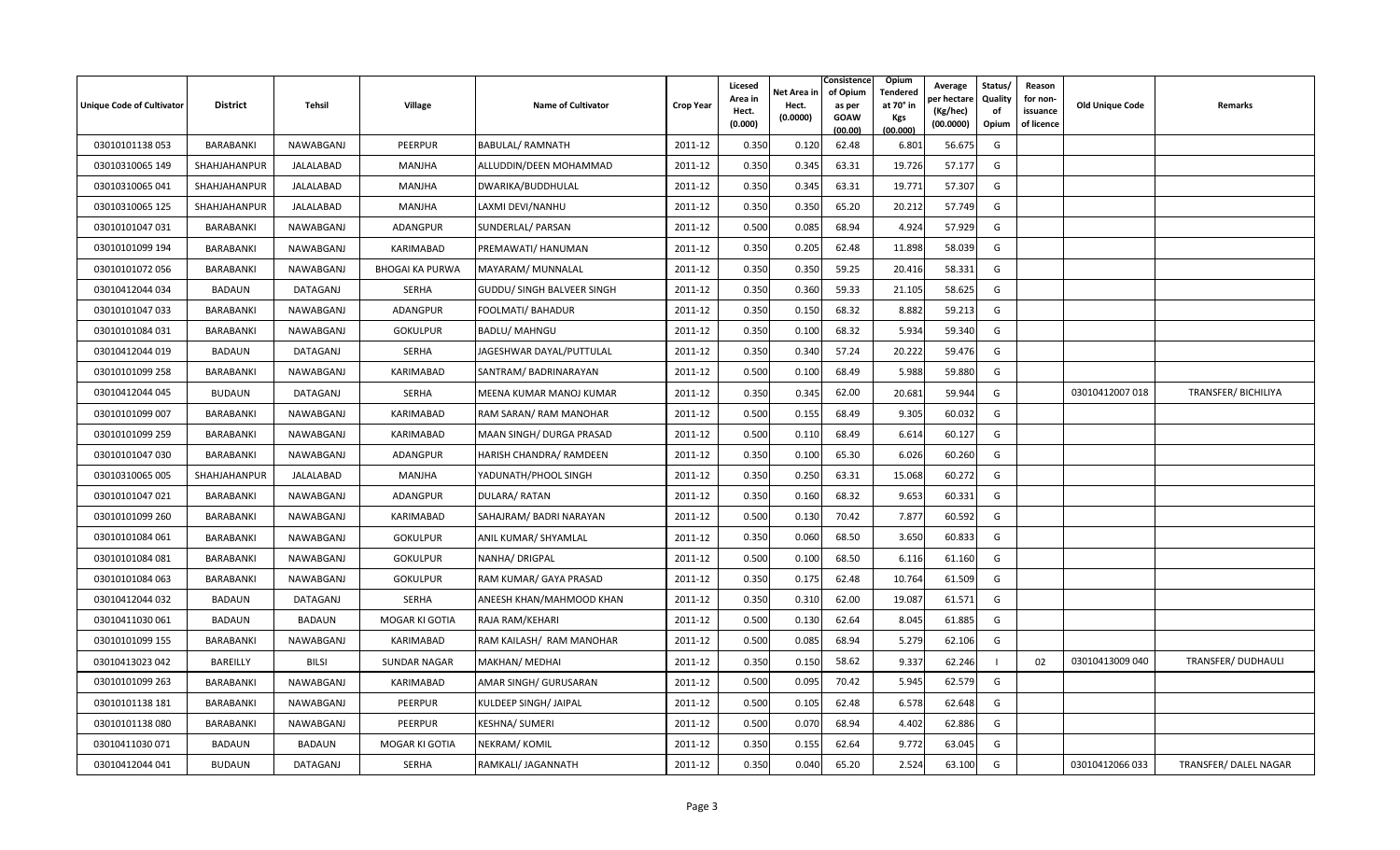| Unique Code of Cultivator | District | Tehsil | Village | Name of Cultivator | Crop Year | Licesed Area in Hect. (0.000) | Net Area in Hect. (0.0000) | Consistence of Opium as per GOAW (00.00) | Opium Tendered at 70° in Kgs (00.000) | Average per hectare (Kg/hec) (00.0000) | Status/ Quality of Opium | Reason for non-issuance of licence | Old Unique Code | Remarks |
|---|---|---|---|---|---|---|---|---|---|---|---|---|---|---|
| 03010101138 053 | BARABANKI | NAWABGANJ | PEERPUR | BABULAL/ RAMNATH | 2011-12 | 0.350 | 0.120 | 62.48 | 6.801 | 56.675 | G | | | |
| 03010310065 149 | SHAHJAHANPUR | JALALABAD | MANJHA | ALLUDDIN/DEEN MOHAMMAD | 2011-12 | 0.350 | 0.345 | 63.31 | 19.726 | 57.177 | G | | | |
| 03010310065 041 | SHAHJAHANPUR | JALALABAD | MANJHA | DWARIKA/BUDDHULAL | 2011-12 | 0.350 | 0.345 | 63.31 | 19.771 | 57.307 | G | | | |
| 03010310065 125 | SHAHJAHANPUR | JALALABAD | MANJHA | LAXMI DEVI/NANHU | 2011-12 | 0.350 | 0.350 | 65.20 | 20.212 | 57.749 | G | | | |
| 03010101047 031 | BARABANKI | NAWABGANJ | ADANGPUR | SUNDERLAL/ PARSAN | 2011-12 | 0.500 | 0.085 | 68.94 | 4.924 | 57.929 | G | | | |
| 03010101099 194 | BARABANKI | NAWABGANJ | KARIMABAD | PREMAWATI/ HANUMAN | 2011-12 | 0.350 | 0.205 | 62.48 | 11.898 | 58.039 | G | | | |
| 03010101072 056 | BARABANKI | NAWABGANJ | BHOGAI KA PURWA | MAYARAM/ MUNNALAL | 2011-12 | 0.350 | 0.350 | 59.25 | 20.416 | 58.331 | G | | | |
| 03010412044 034 | BADAUN | DATAGANJ | SERHA | GUDDU/ SINGH BALVEER SINGH | 2011-12 | 0.350 | 0.360 | 59.33 | 21.105 | 58.625 | G | | | |
| 03010101047 033 | BARABANKI | NAWABGANJ | ADANGPUR | FOOLMATI/ BAHADUR | 2011-12 | 0.350 | 0.150 | 68.32 | 8.882 | 59.213 | G | | | |
| 03010101084 031 | BARABANKI | NAWABGANJ | GOKULPUR | BADLU/ MAHNGU | 2011-12 | 0.350 | 0.100 | 68.32 | 5.934 | 59.340 | G | | | |
| 03010412044 019 | BADAUN | DATAGANJ | SERHA | JAGESHWAR DAYAL/PUTTULAL | 2011-12 | 0.350 | 0.340 | 57.24 | 20.222 | 59.476 | G | | | |
| 03010101099 258 | BARABANKI | NAWABGANJ | KARIMABAD | SANTRAM/ BADRINARAYAN | 2011-12 | 0.500 | 0.100 | 68.49 | 5.988 | 59.880 | G | | | |
| 03010412044 045 | BUDAUN | DATAGANJ | SERHA | MEENA KUMAR MANOJ KUMAR | 2011-12 | 0.350 | 0.345 | 62.00 | 20.681 | 59.944 | G | | 03010412007 018 | TRANSFER/ BICHILIYA |
| 03010101099 007 | BARABANKI | NAWABGANJ | KARIMABAD | RAM SARAN/ RAM MANOHAR | 2011-12 | 0.500 | 0.155 | 68.49 | 9.305 | 60.032 | G | | | |
| 03010101099 259 | BARABANKI | NAWABGANJ | KARIMABAD | MAAN SINGH/ DURGA PRASAD | 2011-12 | 0.500 | 0.110 | 68.49 | 6.614 | 60.127 | G | | | |
| 03010101047 030 | BARABANKI | NAWABGANJ | ADANGPUR | HARISH CHANDRA/ RAMDEEN | 2011-12 | 0.350 | 0.100 | 65.30 | 6.026 | 60.260 | G | | | |
| 03010310065 005 | SHAHJAHANPUR | JALALABAD | MANJHA | YADUNATH/PHOOL SINGH | 2011-12 | 0.350 | 0.250 | 63.31 | 15.068 | 60.272 | G | | | |
| 03010101047 021 | BARABANKI | NAWABGANJ | ADANGPUR | DULARA/ RATAN | 2011-12 | 0.350 | 0.160 | 68.32 | 9.653 | 60.331 | G | | | |
| 03010101099 260 | BARABANKI | NAWABGANJ | KARIMABAD | SAHAJRAM/ BADRI NARAYAN | 2011-12 | 0.500 | 0.130 | 70.42 | 7.877 | 60.592 | G | | | |
| 03010101084 061 | BARABANKI | NAWABGANJ | GOKULPUR | ANIL KUMAR/ SHYAMLAL | 2011-12 | 0.350 | 0.060 | 68.50 | 3.650 | 60.833 | G | | | |
| 03010101084 081 | BARABANKI | NAWABGANJ | GOKULPUR | NANHA/ DRIGPAL | 2011-12 | 0.500 | 0.100 | 68.50 | 6.116 | 61.160 | G | | | |
| 03010101084 063 | BARABANKI | NAWABGANJ | GOKULPUR | RAM KUMAR/ GAYA PRASAD | 2011-12 | 0.350 | 0.175 | 62.48 | 10.764 | 61.509 | G | | | |
| 03010412044 032 | BADAUN | DATAGANJ | SERHA | ANEESH KHAN/MAHMOOD KHAN | 2011-12 | 0.350 | 0.310 | 62.00 | 19.087 | 61.571 | G | | | |
| 03010411030 061 | BADAUN | BADAUN | MOGAR KI GOTIA | RAJA RAM/KEHARI | 2011-12 | 0.500 | 0.130 | 62.64 | 8.045 | 61.885 | G | | | |
| 03010101099 155 | BARABANKI | NAWABGANJ | KARIMABAD | RAM KAILASH/ RAM MANOHAR | 2011-12 | 0.500 | 0.085 | 68.94 | 5.279 | 62.106 | G | | | |
| 03010413023 042 | BAREILLY | BILSI | SUNDAR NAGAR | MAKHAN/ MEDHAI | 2011-12 | 0.350 | 0.150 | 58.62 | 9.337 | 62.246 | I | 02 | 03010413009 040 | TRANSFER/ DUDHAULI |
| 03010101099 263 | BARABANKI | NAWABGANJ | KARIMABAD | AMAR SINGH/ GURUSARAN | 2011-12 | 0.500 | 0.095 | 70.42 | 5.945 | 62.579 | G | | | |
| 03010101138 181 | BARABANKI | NAWABGANJ | PEERPUR | KULDEEP SINGH/ JAIPAL | 2011-12 | 0.500 | 0.105 | 62.48 | 6.578 | 62.648 | G | | | |
| 03010101138 080 | BARABANKI | NAWABGANJ | PEERPUR | KESHNA/ SUMERI | 2011-12 | 0.500 | 0.070 | 68.94 | 4.402 | 62.886 | G | | | |
| 03010411030 071 | BADAUN | BADAUN | MOGAR KI GOTIA | NEKRAM/ KOMIL | 2011-12 | 0.350 | 0.155 | 62.64 | 9.772 | 63.045 | G | | | |
| 03010412044 041 | BUDAUN | DATAGANJ | SERHA | RAMKALI/ JAGANNATH | 2011-12 | 0.350 | 0.040 | 65.20 | 2.524 | 63.100 | G | | 03010412066 033 | TRANSFER/ DALEL NAGAR |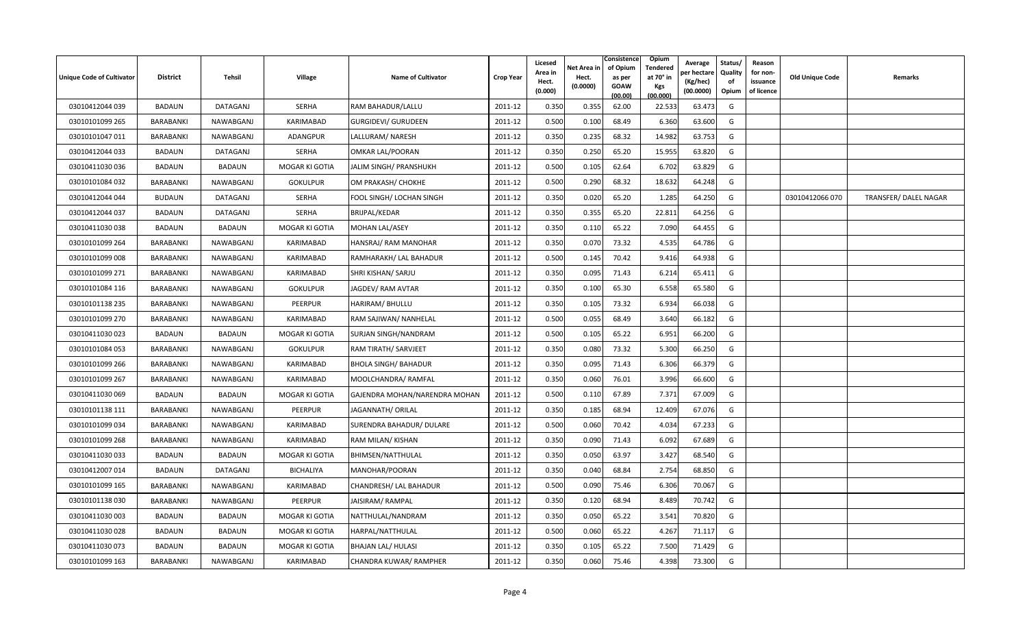| Unique Code of Cultivator | District | Tehsil | Village | Name of Cultivator | Crop Year | Licesed Area in Hect. (0.000) | Net Area in Hect. (0.0000) | Consistence of Opium as per GOAW (00.00) | Opium Tendered at 70° in Kgs (00.000) | Average per hectare (Kg/hec) (00.0000) | Status/ Quality of Opium | Reason for non-issuance of licence | Old Unique Code | Remarks |
|---|---|---|---|---|---|---|---|---|---|---|---|---|---|---|
| 03010412044 039 | BADAUN | DATAGANJ | SERHA | RAM BAHADUR/LALLU | 2011-12 | 0.350 | 0.355 | 62.00 | 22.533 | 63.473 | G | | | |
| 03010101099 265 | BARABANKI | NAWABGANJ | KARIMABAD | GURGIDEVI/ GURUDEEN | 2011-12 | 0.500 | 0.100 | 68.49 | 6.360 | 63.600 | G | | | |
| 03010101047 011 | BARABANKI | NAWABGANJ | ADANGPUR | LALLURAM/ NARESH | 2011-12 | 0.350 | 0.235 | 68.32 | 14.982 | 63.753 | G | | | |
| 03010412044 033 | BADAUN | DATAGANJ | SERHA | OMKAR LAL/POORAN | 2011-12 | 0.350 | 0.250 | 65.20 | 15.955 | 63.820 | G | | | |
| 03010411030 036 | BADAUN | BADAUN | MOGAR KI GOTIA | JALIM SINGH/ PRANSHUKH | 2011-12 | 0.500 | 0.105 | 62.64 | 6.702 | 63.829 | G | | | |
| 03010101084 032 | BARABANKI | NAWABGANJ | GOKULPUR | OM PRAKASH/ CHOKHE | 2011-12 | 0.500 | 0.290 | 68.32 | 18.632 | 64.248 | G | | | |
| 03010412044 044 | BUDAUN | DATAGANJ | SERHA | FOOL SINGH/ LOCHAN SINGH | 2011-12 | 0.350 | 0.020 | 65.20 | 1.285 | 64.250 | G | | 03010412066 070 | TRANSFER/ DALEL NAGAR |
| 03010412044 037 | BADAUN | DATAGANJ | SERHA | BRIJPAL/KEDAR | 2011-12 | 0.350 | 0.355 | 65.20 | 22.811 | 64.256 | G | | | |
| 03010411030 038 | BADAUN | BADAUN | MOGAR KI GOTIA | MOHAN LAL/ASEY | 2011-12 | 0.350 | 0.110 | 65.22 | 7.090 | 64.455 | G | | | |
| 03010101099 264 | BARABANKI | NAWABGANJ | KARIMABAD | HANSRAJ/ RAM MANOHAR | 2011-12 | 0.350 | 0.070 | 73.32 | 4.535 | 64.786 | G | | | |
| 03010101099 008 | BARABANKI | NAWABGANJ | KARIMABAD | RAMHARAKH/ LAL BAHADUR | 2011-12 | 0.500 | 0.145 | 70.42 | 9.416 | 64.938 | G | | | |
| 03010101099 271 | BARABANKI | NAWABGANJ | KARIMABAD | SHRI KISHAN/ SARJU | 2011-12 | 0.350 | 0.095 | 71.43 | 6.214 | 65.411 | G | | | |
| 03010101084 116 | BARABANKI | NAWABGANJ | GOKULPUR | JAGDEV/ RAM AVTAR | 2011-12 | 0.350 | 0.100 | 65.30 | 6.558 | 65.580 | G | | | |
| 03010101138 235 | BARABANKI | NAWABGANJ | PEERPUR | HARIRAM/ BHULLU | 2011-12 | 0.350 | 0.105 | 73.32 | 6.934 | 66.038 | G | | | |
| 03010101099 270 | BARABANKI | NAWABGANJ | KARIMABAD | RAM SAJIWAN/ NANHELAL | 2011-12 | 0.500 | 0.055 | 68.49 | 3.640 | 66.182 | G | | | |
| 03010411030 023 | BADAUN | BADAUN | MOGAR KI GOTIA | SURJAN SINGH/NANDRAM | 2011-12 | 0.500 | 0.105 | 65.22 | 6.951 | 66.200 | G | | | |
| 03010101084 053 | BARABANKI | NAWABGANJ | GOKULPUR | RAM TIRATH/ SARVJEET | 2011-12 | 0.350 | 0.080 | 73.32 | 5.300 | 66.250 | G | | | |
| 03010101099 266 | BARABANKI | NAWABGANJ | KARIMABAD | BHOLA SINGH/ BAHADUR | 2011-12 | 0.350 | 0.095 | 71.43 | 6.306 | 66.379 | G | | | |
| 03010101099 267 | BARABANKI | NAWABGANJ | KARIMABAD | MOOLCHANDRA/ RAMFAL | 2011-12 | 0.350 | 0.060 | 76.01 | 3.996 | 66.600 | G | | | |
| 03010411030 069 | BADAUN | BADAUN | MOGAR KI GOTIA | GAJENDRA MOHAN/NARENDRA MOHAN | 2011-12 | 0.500 | 0.110 | 67.89 | 7.371 | 67.009 | G | | | |
| 03010101138 111 | BARABANKI | NAWABGANJ | PEERPUR | JAGANNATH/ ORILAL | 2011-12 | 0.350 | 0.185 | 68.94 | 12.409 | 67.076 | G | | | |
| 03010101099 034 | BARABANKI | NAWABGANJ | KARIMABAD | SURENDRA BAHADUR/ DULARE | 2011-12 | 0.500 | 0.060 | 70.42 | 4.034 | 67.233 | G | | | |
| 03010101099 268 | BARABANKI | NAWABGANJ | KARIMABAD | RAM MILAN/ KISHAN | 2011-12 | 0.350 | 0.090 | 71.43 | 6.092 | 67.689 | G | | | |
| 03010411030 033 | BADAUN | BADAUN | MOGAR KI GOTIA | BHIMSEN/NATTHULAL | 2011-12 | 0.350 | 0.050 | 63.97 | 3.427 | 68.540 | G | | | |
| 03010412007 014 | BADAUN | DATAGANJ | BICHALIYA | MANOHAR/POORAN | 2011-12 | 0.350 | 0.040 | 68.84 | 2.754 | 68.850 | G | | | |
| 03010101099 165 | BARABANKI | NAWABGANJ | KARIMABAD | CHANDRESH/ LAL BAHADUR | 2011-12 | 0.500 | 0.090 | 75.46 | 6.306 | 70.067 | G | | | |
| 03010101138 030 | BARABANKI | NAWABGANJ | PEERPUR | JAISIRAM/ RAMPAL | 2011-12 | 0.350 | 0.120 | 68.94 | 8.489 | 70.742 | G | | | |
| 03010411030 003 | BADAUN | BADAUN | MOGAR KI GOTIA | NATTHULAL/NANDRAM | 2011-12 | 0.350 | 0.050 | 65.22 | 3.541 | 70.820 | G | | | |
| 03010411030 028 | BADAUN | BADAUN | MOGAR KI GOTIA | HARPAL/NATTHULAL | 2011-12 | 0.500 | 0.060 | 65.22 | 4.267 | 71.117 | G | | | |
| 03010411030 073 | BADAUN | BADAUN | MOGAR KI GOTIA | BHAJAN LAL/ HULASI | 2011-12 | 0.350 | 0.105 | 65.22 | 7.500 | 71.429 | G | | | |
| 03010101099 163 | BARABANKI | NAWABGANJ | KARIMABAD | CHANDRA KUWAR/ RAMPHER | 2011-12 | 0.350 | 0.060 | 75.46 | 4.398 | 73.300 | G | | | |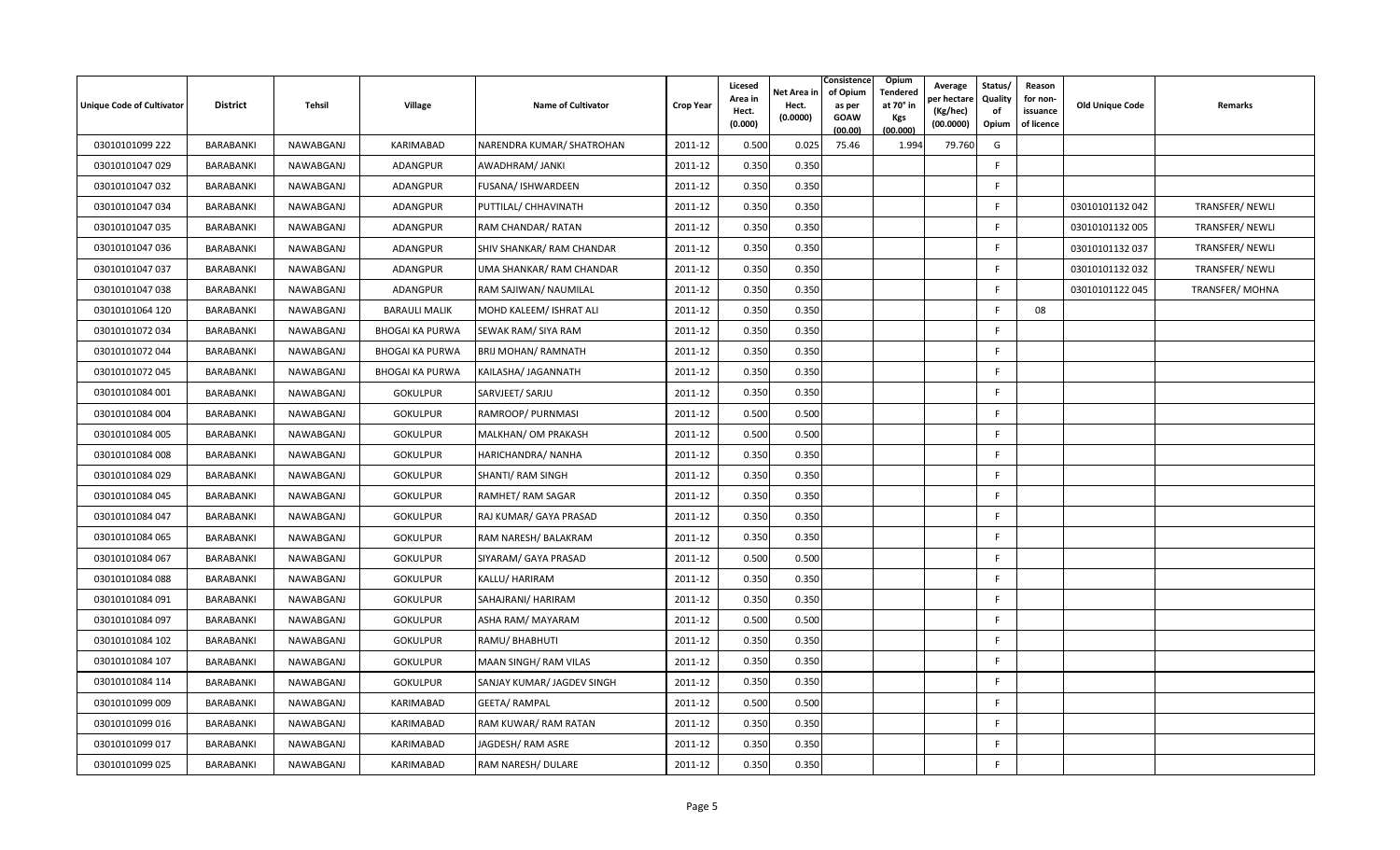| Unique Code of Cultivator | District | Tehsil | Village | Name of Cultivator | Crop Year | Licesed Area in Hect. (0.000) | Net Area in Hect. (0.0000) | Consistence of Opium as per GOAW (00.00) | Opium Tendered at 70° in Kgs (00.000) | Average per hectare (Kg/hec) (00.0000) | Status/ Quality of Opium | Reason for non-issuance of licence | Old Unique Code | Remarks |
|---|---|---|---|---|---|---|---|---|---|---|---|---|---|---|
| 03010101099 222 | BARABANKI | NAWABGANJ | KARIMABAD | NARENDRA KUMAR/ SHATROHAN | 2011-12 | 0.500 | 0.025 | 75.46 | 1.994 | 79.760 | G | | | |
| 03010101047 029 | BARABANKI | NAWABGANJ | ADANGPUR | AWADHRAM/ JANKI | 2011-12 | 0.350 | 0.350 | | | | F | | | |
| 03010101047 032 | BARABANKI | NAWABGANJ | ADANGPUR | FUSANA/ ISHWARDEEN | 2011-12 | 0.350 | 0.350 | | | | F | | | |
| 03010101047 034 | BARABANKI | NAWABGANJ | ADANGPUR | PUTTILAL/ CHHAVINATH | 2011-12 | 0.350 | 0.350 | | | | F | | 03010101132 042 | TRANSFER/ NEWLI |
| 03010101047 035 | BARABANKI | NAWABGANJ | ADANGPUR | RAM CHANDAR/ RATAN | 2011-12 | 0.350 | 0.350 | | | | F | | 03010101132 005 | TRANSFER/ NEWLI |
| 03010101047 036 | BARABANKI | NAWABGANJ | ADANGPUR | SHIV SHANKAR/ RAM CHANDAR | 2011-12 | 0.350 | 0.350 | | | | F | | 03010101132 037 | TRANSFER/ NEWLI |
| 03010101047 037 | BARABANKI | NAWABGANJ | ADANGPUR | UMA SHANKAR/ RAM CHANDAR | 2011-12 | 0.350 | 0.350 | | | | F | | 03010101132 032 | TRANSFER/ NEWLI |
| 03010101047 038 | BARABANKI | NAWABGANJ | ADANGPUR | RAM SAJIWAN/ NAUMILAL | 2011-12 | 0.350 | 0.350 | | | | F | | 03010101122 045 | TRANSFER/ MOHNA |
| 03010101064 120 | BARABANKI | NAWABGANJ | BARAULI MALIK | MOHD KALEEM/ ISHRAT ALI | 2011-12 | 0.350 | 0.350 | | | | F | 08 | | |
| 03010101072 034 | BARABANKI | NAWABGANJ | BHOGAI KA PURWA | SEWAK RAM/ SIYA RAM | 2011-12 | 0.350 | 0.350 | | | | F | | | |
| 03010101072 044 | BARABANKI | NAWABGANJ | BHOGAI KA PURWA | BRIJ MOHAN/ RAMNATH | 2011-12 | 0.350 | 0.350 | | | | F | | | |
| 03010101072 045 | BARABANKI | NAWABGANJ | BHOGAI KA PURWA | KAILASHA/ JAGANNATH | 2011-12 | 0.350 | 0.350 | | | | F | | | |
| 03010101084 001 | BARABANKI | NAWABGANJ | GOKULPUR | SARVJEET/ SARJU | 2011-12 | 0.350 | 0.350 | | | | F | | | |
| 03010101084 004 | BARABANKI | NAWABGANJ | GOKULPUR | RAMROOP/ PURNMASI | 2011-12 | 0.500 | 0.500 | | | | F | | | |
| 03010101084 005 | BARABANKI | NAWABGANJ | GOKULPUR | MALKHAN/ OM PRAKASH | 2011-12 | 0.500 | 0.500 | | | | F | | | |
| 03010101084 008 | BARABANKI | NAWABGANJ | GOKULPUR | HARICHANDRA/ NANHA | 2011-12 | 0.350 | 0.350 | | | | F | | | |
| 03010101084 029 | BARABANKI | NAWABGANJ | GOKULPUR | SHANTI/ RAM SINGH | 2011-12 | 0.350 | 0.350 | | | | F | | | |
| 03010101084 045 | BARABANKI | NAWABGANJ | GOKULPUR | RAMHET/ RAM SAGAR | 2011-12 | 0.350 | 0.350 | | | | F | | | |
| 03010101084 047 | BARABANKI | NAWABGANJ | GOKULPUR | RAJ KUMAR/ GAYA PRASAD | 2011-12 | 0.350 | 0.350 | | | | F | | | |
| 03010101084 065 | BARABANKI | NAWABGANJ | GOKULPUR | RAM NARESH/ BALAKRAM | 2011-12 | 0.350 | 0.350 | | | | F | | | |
| 03010101084 067 | BARABANKI | NAWABGANJ | GOKULPUR | SIYARAM/ GAYA PRASAD | 2011-12 | 0.500 | 0.500 | | | | F | | | |
| 03010101084 088 | BARABANKI | NAWABGANJ | GOKULPUR | KALLU/ HARIRAM | 2011-12 | 0.350 | 0.350 | | | | F | | | |
| 03010101084 091 | BARABANKI | NAWABGANJ | GOKULPUR | SAHAJRANI/ HARIRAM | 2011-12 | 0.350 | 0.350 | | | | F | | | |
| 03010101084 097 | BARABANKI | NAWABGANJ | GOKULPUR | ASHA RAM/ MAYARAM | 2011-12 | 0.500 | 0.500 | | | | F | | | |
| 03010101084 102 | BARABANKI | NAWABGANJ | GOKULPUR | RAMU/ BHABHUTI | 2011-12 | 0.350 | 0.350 | | | | F | | | |
| 03010101084 107 | BARABANKI | NAWABGANJ | GOKULPUR | MAAN SINGH/ RAM VILAS | 2011-12 | 0.350 | 0.350 | | | | F | | | |
| 03010101084 114 | BARABANKI | NAWABGANJ | GOKULPUR | SANJAY KUMAR/ JAGDEV SINGH | 2011-12 | 0.350 | 0.350 | | | | F | | | |
| 03010101099 009 | BARABANKI | NAWABGANJ | KARIMABAD | GEETA/ RAMPAL | 2011-12 | 0.500 | 0.500 | | | | F | | | |
| 03010101099 016 | BARABANKI | NAWABGANJ | KARIMABAD | RAM KUWAR/ RAM RATAN | 2011-12 | 0.350 | 0.350 | | | | F | | | |
| 03010101099 017 | BARABANKI | NAWABGANJ | KARIMABAD | JAGDESH/ RAM ASRE | 2011-12 | 0.350 | 0.350 | | | | F | | | |
| 03010101099 025 | BARABANKI | NAWABGANJ | KARIMABAD | RAM NARESH/ DULARE | 2011-12 | 0.350 | 0.350 | | | | F | | | |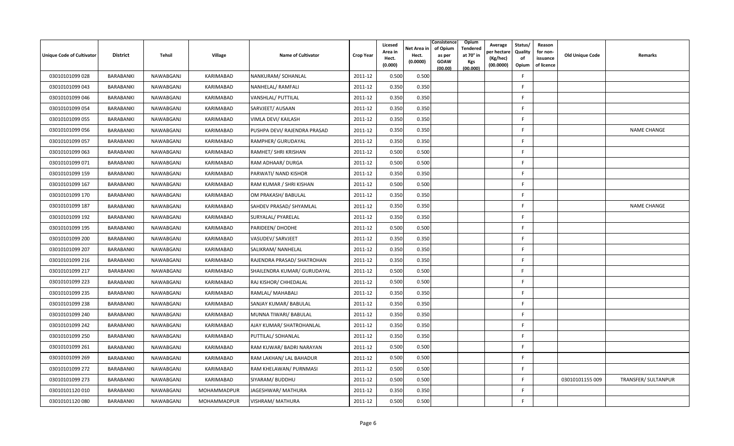| Unique Code of Cultivator | District | Tehsil | Village | Name of Cultivator | Crop Year | Licesed Area in Hect. (0.000) | Net Area in Hect. (0.0000) | Consistence of Opium as per GOAW (00.00) | Opium Tendered at 70° in Kgs (00.000) | Average per hectare (Kg/hec) (00.0000) | Status/ Quality of Opium | Reason for non-issuance of licence | Old Unique Code | Remarks |
|---|---|---|---|---|---|---|---|---|---|---|---|---|---|---|
| 03010101099 028 | BARABANKI | NAWABGANJ | KARIMABAD | NANKURAM/ SOHANLAL | 2011-12 | 0.500 | 0.500 | | | | F | | | |
| 03010101099 043 | BARABANKI | NAWABGANJ | KARIMABAD | NANHELAL/ RAMFALI | 2011-12 | 0.350 | 0.350 | | | | F | | | |
| 03010101099 046 | BARABANKI | NAWABGANJ | KARIMABAD | VANSHLAL/ PUTTILAL | 2011-12 | 0.350 | 0.350 | | | | F | | | |
| 03010101099 054 | BARABANKI | NAWABGANJ | KARIMABAD | SARVJEET/ AUSAAN | 2011-12 | 0.350 | 0.350 | | | | F | | | |
| 03010101099 055 | BARABANKI | NAWABGANJ | KARIMABAD | VIMLA DEVI/ KAILASH | 2011-12 | 0.350 | 0.350 | | | | F | | | |
| 03010101099 056 | BARABANKI | NAWABGANJ | KARIMABAD | PUSHPA DEVI/ RAJENDRA PRASAD | 2011-12 | 0.350 | 0.350 | | | | F | | | NAME CHANGE |
| 03010101099 057 | BARABANKI | NAWABGANJ | KARIMABAD | RAMPHER/ GURUDAYAL | 2011-12 | 0.350 | 0.350 | | | | F | | | |
| 03010101099 063 | BARABANKI | NAWABGANJ | KARIMABAD | RAMHET/ SHRI KRISHAN | 2011-12 | 0.500 | 0.500 | | | | F | | | |
| 03010101099 071 | BARABANKI | NAWABGANJ | KARIMABAD | RAM ADHAAR/ DURGA | 2011-12 | 0.500 | 0.500 | | | | F | | | |
| 03010101099 159 | BARABANKI | NAWABGANJ | KARIMABAD | PARWATI/ NAND KISHOR | 2011-12 | 0.350 | 0.350 | | | | F | | | |
| 03010101099 167 | BARABANKI | NAWABGANJ | KARIMABAD | RAM KUMAR / SHRI KISHAN | 2011-12 | 0.500 | 0.500 | | | | F | | | |
| 03010101099 170 | BARABANKI | NAWABGANJ | KARIMABAD | OM PRAKASH/ BABULAL | 2011-12 | 0.350 | 0.350 | | | | F | | | |
| 03010101099 187 | BARABANKI | NAWABGANJ | KARIMABAD | SAHDEV PRASAD/ SHYAMLAL | 2011-12 | 0.350 | 0.350 | | | | F | | | NAME CHANGE |
| 03010101099 192 | BARABANKI | NAWABGANJ | KARIMABAD | SURYALAL/ PYARELAL | 2011-12 | 0.350 | 0.350 | | | | F | | | |
| 03010101099 195 | BARABANKI | NAWABGANJ | KARIMABAD | PARIDEEN/ DHODHE | 2011-12 | 0.500 | 0.500 | | | | F | | | |
| 03010101099 200 | BARABANKI | NAWABGANJ | KARIMABAD | VASUDEV/ SARVJEET | 2011-12 | 0.350 | 0.350 | | | | F | | | |
| 03010101099 207 | BARABANKI | NAWABGANJ | KARIMABAD | SALIKRAM/ NANHELAL | 2011-12 | 0.350 | 0.350 | | | | F | | | |
| 03010101099 216 | BARABANKI | NAWABGANJ | KARIMABAD | RAJENDRA PRASAD/ SHATROHAN | 2011-12 | 0.350 | 0.350 | | | | F | | | |
| 03010101099 217 | BARABANKI | NAWABGANJ | KARIMABAD | SHAILENDRA KUMAR/ GURUDAYAL | 2011-12 | 0.500 | 0.500 | | | | F | | | |
| 03010101099 223 | BARABANKI | NAWABGANJ | KARIMABAD | RAJ KISHOR/ CHHEDALAL | 2011-12 | 0.500 | 0.500 | | | | F | | | |
| 03010101099 235 | BARABANKI | NAWABGANJ | KARIMABAD | RAMLAL/ MAHABALI | 2011-12 | 0.350 | 0.350 | | | | F | | | |
| 03010101099 238 | BARABANKI | NAWABGANJ | KARIMABAD | SANJAY KUMAR/ BABULAL | 2011-12 | 0.350 | 0.350 | | | | F | | | |
| 03010101099 240 | BARABANKI | NAWABGANJ | KARIMABAD | MUNNA TIWARI/ BABULAL | 2011-12 | 0.350 | 0.350 | | | | F | | | |
| 03010101099 242 | BARABANKI | NAWABGANJ | KARIMABAD | AJAY KUMAR/ SHATROHANLAL | 2011-12 | 0.350 | 0.350 | | | | F | | | |
| 03010101099 250 | BARABANKI | NAWABGANJ | KARIMABAD | PUTTILAL/ SOHANLAL | 2011-12 | 0.350 | 0.350 | | | | F | | | |
| 03010101099 261 | BARABANKI | NAWABGANJ | KARIMABAD | RAM KUWAR/ BADRI NARAYAN | 2011-12 | 0.500 | 0.500 | | | | F | | | |
| 03010101099 269 | BARABANKI | NAWABGANJ | KARIMABAD | RAM LAKHAN/ LAL BAHADUR | 2011-12 | 0.500 | 0.500 | | | | F | | | |
| 03010101099 272 | BARABANKI | NAWABGANJ | KARIMABAD | RAM KHELAWAN/ PURNMASI | 2011-12 | 0.500 | 0.500 | | | | F | | | |
| 03010101099 273 | BARABANKI | NAWABGANJ | KARIMABAD | SIYARAM/ BUDDHU | 2011-12 | 0.500 | 0.500 | | | | F | | 03010101155 009 | TRANSFER/ SULTANPUR |
| 03010101120 010 | BARABANKI | NAWABGANJ | MOHAMMADPUR | JAGESHWAR/ MATHURA | 2011-12 | 0.350 | 0.350 | | | | F | | | |
| 03010101120 080 | BARABANKI | NAWABGANJ | MOHAMMADPUR | VISHRAM/ MATHURA | 2011-12 | 0.500 | 0.500 | | | | F | | | |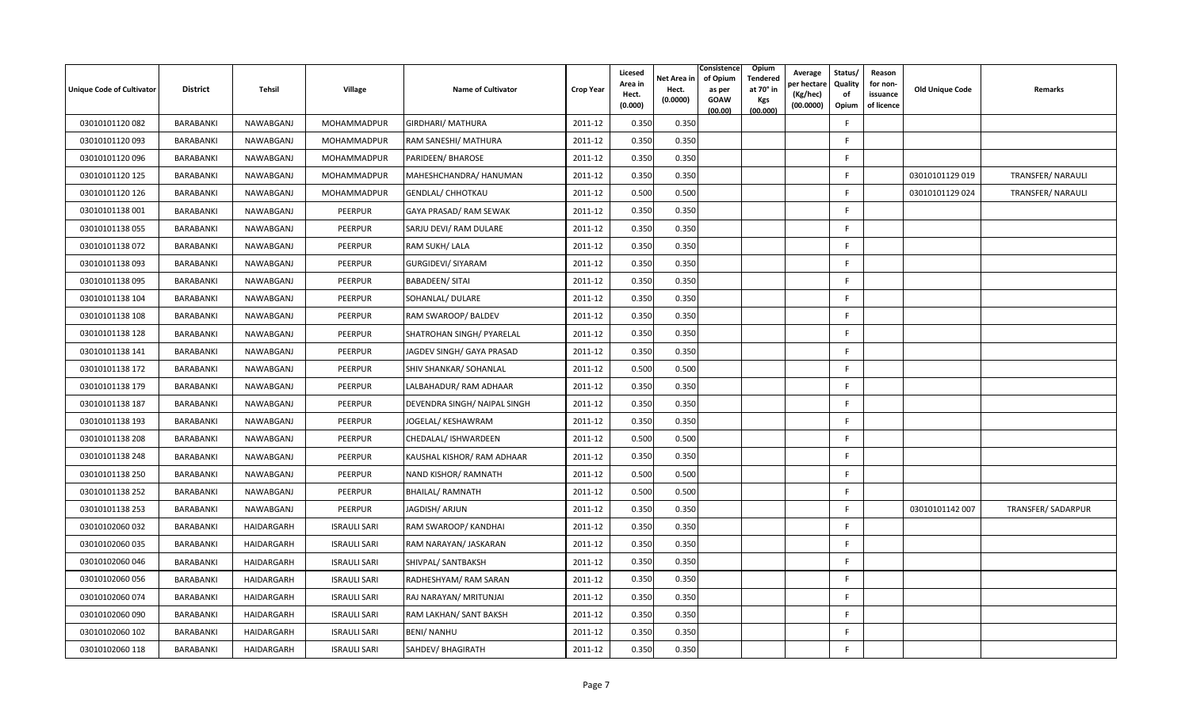| Unique Code of Cultivator | District | Tehsil | Village | Name of Cultivator | Crop Year | Licesed Area in Hect. (0.000) | Net Area in Hect. (0.0000) | Consistence of Opium as per GOAW (00.00) | Opium Tendered at 70° in Kgs (00.000) | Average per hectare (Kg/hec) (00.0000) | Status/ Quality of Opium | Reason for non-issuance of licence | Old Unique Code | Remarks |
|---|---|---|---|---|---|---|---|---|---|---|---|---|---|---|
| 03010101120 082 | BARABANKI | NAWABGANJ | MOHAMMADPUR | GIRDHARI/ MATHURA | 2011-12 | 0.350 | 0.350 | | | | F | | | |
| 03010101120 093 | BARABANKI | NAWABGANJ | MOHAMMADPUR | RAM SANESHI/ MATHURA | 2011-12 | 0.350 | 0.350 | | | | F | | | |
| 03010101120 096 | BARABANKI | NAWABGANJ | MOHAMMADPUR | PARIDEEN/ BHAROSE | 2011-12 | 0.350 | 0.350 | | | | F | | | |
| 03010101120 125 | BARABANKI | NAWABGANJ | MOHAMMADPUR | MAHESHCHANDRA/ HANUMAN | 2011-12 | 0.350 | 0.350 | | | | F | | 03010101129 019 | TRANSFER/ NARAULI |
| 03010101120 126 | BARABANKI | NAWABGANJ | MOHAMMADPUR | GENDLAL/ CHHOTKAU | 2011-12 | 0.500 | 0.500 | | | | F | | 03010101129 024 | TRANSFER/ NARAULI |
| 03010101138 001 | BARABANKI | NAWABGANJ | PEERPUR | GAYA PRASAD/ RAM SEWAK | 2011-12 | 0.350 | 0.350 | | | | F | | | |
| 03010101138 055 | BARABANKI | NAWABGANJ | PEERPUR | SARJU DEVI/ RAM DULARE | 2011-12 | 0.350 | 0.350 | | | | F | | | |
| 03010101138 072 | BARABANKI | NAWABGANJ | PEERPUR | RAM SUKH/ LALA | 2011-12 | 0.350 | 0.350 | | | | F | | | |
| 03010101138 093 | BARABANKI | NAWABGANJ | PEERPUR | GURGIDEVI/ SIYARAM | 2011-12 | 0.350 | 0.350 | | | | F | | | |
| 03010101138 095 | BARABANKI | NAWABGANJ | PEERPUR | BABADEEN/ SITAI | 2011-12 | 0.350 | 0.350 | | | | F | | | |
| 03010101138 104 | BARABANKI | NAWABGANJ | PEERPUR | SOHANLAL/ DULARE | 2011-12 | 0.350 | 0.350 | | | | F | | | |
| 03010101138 108 | BARABANKI | NAWABGANJ | PEERPUR | RAM SWAROOP/ BALDEV | 2011-12 | 0.350 | 0.350 | | | | F | | | |
| 03010101138 128 | BARABANKI | NAWABGANJ | PEERPUR | SHATROHAN SINGH/ PYARELAL | 2011-12 | 0.350 | 0.350 | | | | F | | | |
| 03010101138 141 | BARABANKI | NAWABGANJ | PEERPUR | JAGDEV SINGH/ GAYA PRASAD | 2011-12 | 0.350 | 0.350 | | | | F | | | |
| 03010101138 172 | BARABANKI | NAWABGANJ | PEERPUR | SHIV SHANKAR/ SOHANLAL | 2011-12 | 0.500 | 0.500 | | | | F | | | |
| 03010101138 179 | BARABANKI | NAWABGANJ | PEERPUR | LALBAHADUR/ RAM ADHAAR | 2011-12 | 0.350 | 0.350 | | | | F | | | |
| 03010101138 187 | BARABANKI | NAWABGANJ | PEERPUR | DEVENDRA SINGH/ NAIPAL SINGH | 2011-12 | 0.350 | 0.350 | | | | F | | | |
| 03010101138 193 | BARABANKI | NAWABGANJ | PEERPUR | JOGELAL/ KESHAWRAM | 2011-12 | 0.350 | 0.350 | | | | F | | | |
| 03010101138 208 | BARABANKI | NAWABGANJ | PEERPUR | CHEDALAL/ ISHWARDEEN | 2011-12 | 0.500 | 0.500 | | | | F | | | |
| 03010101138 248 | BARABANKI | NAWABGANJ | PEERPUR | KAUSHAL KISHOR/ RAM ADHAAR | 2011-12 | 0.350 | 0.350 | | | | F | | | |
| 03010101138 250 | BARABANKI | NAWABGANJ | PEERPUR | NAND KISHOR/ RAMNATH | 2011-12 | 0.500 | 0.500 | | | | F | | | |
| 03010101138 252 | BARABANKI | NAWABGANJ | PEERPUR | BHAILAL/ RAMNATH | 2011-12 | 0.500 | 0.500 | | | | F | | | |
| 03010101138 253 | BARABANKI | NAWABGANJ | PEERPUR | JAGDISH/ ARJUN | 2011-12 | 0.350 | 0.350 | | | | F | | 03010101142 007 | TRANSFER/ SADARPUR |
| 03010102060 032 | BARABANKI | HAIDARGARH | ISRAULI SARI | RAM SWAROOP/ KANDHAI | 2011-12 | 0.350 | 0.350 | | | | F | | | |
| 03010102060 035 | BARABANKI | HAIDARGARH | ISRAULI SARI | RAM NARAYAN/ JASKARAN | 2011-12 | 0.350 | 0.350 | | | | F | | | |
| 03010102060 046 | BARABANKI | HAIDARGARH | ISRAULI SARI | SHIVPAL/ SANTBAKSH | 2011-12 | 0.350 | 0.350 | | | | F | | | |
| 03010102060 056 | BARABANKI | HAIDARGARH | ISRAULI SARI | RADHESHYAM/ RAM SARAN | 2011-12 | 0.350 | 0.350 | | | | F | | | |
| 03010102060 074 | BARABANKI | HAIDARGARH | ISRAULI SARI | RAJ NARAYAN/ MRITUNJAI | 2011-12 | 0.350 | 0.350 | | | | F | | | |
| 03010102060 090 | BARABANKI | HAIDARGARH | ISRAULI SARI | RAM LAKHAN/ SANT BAKSH | 2011-12 | 0.350 | 0.350 | | | | F | | | |
| 03010102060 102 | BARABANKI | HAIDARGARH | ISRAULI SARI | BENI/ NANHU | 2011-12 | 0.350 | 0.350 | | | | F | | | |
| 03010102060 118 | BARABANKI | HAIDARGARH | ISRAULI SARI | SAHDEV/ BHAGIRATH | 2011-12 | 0.350 | 0.350 | | | | F | | | |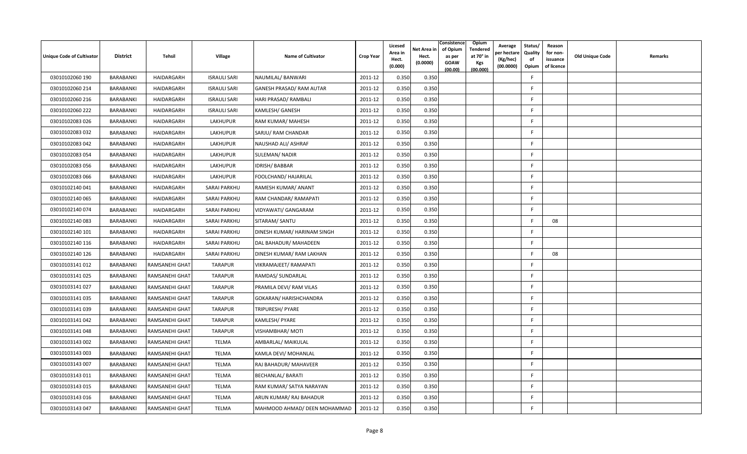| Unique Code of Cultivator | District | Tehsil | Village | Name of Cultivator | Crop Year | Licesed Area in Hect. (0.000) | Net Area in Hect. (0.0000) | Consistence of Opium as per GOAW (00.00) | Opium Tendered at 70° in Kgs (00.000) | Average per hectare (Kg/hec) (00.0000) | Status/ Quality of Opium | Reason for non-issuance of licence | Old Unique Code | Remarks |
|---|---|---|---|---|---|---|---|---|---|---|---|---|---|---|
| 03010102060 190 | BARABANKI | HAIDARGARH | ISRAULI SARI | NAUMILAL/ BANWARI | 2011-12 | 0.350 | 0.350 | | | | F | | | |
| 03010102060 214 | BARABANKI | HAIDARGARH | ISRAULI SARI | GANESH PRASAD/ RAM AUTAR | 2011-12 | 0.350 | 0.350 | | | | F | | | |
| 03010102060 216 | BARABANKI | HAIDARGARH | ISRAULI SARI | HARI PRASAD/ RAMBALI | 2011-12 | 0.350 | 0.350 | | | | F | | | |
| 03010102060 222 | BARABANKI | HAIDARGARH | ISRAULI SARI | KAMLESH/ GANESH | 2011-12 | 0.350 | 0.350 | | | | F | | | |
| 03010102083 026 | BARABANKI | HAIDARGARH | LAKHUPUR | RAM KUMAR/ MAHESH | 2011-12 | 0.350 | 0.350 | | | | F | | | |
| 03010102083 032 | BARABANKI | HAIDARGARH | LAKHUPUR | SARJU/ RAM CHANDAR | 2011-12 | 0.350 | 0.350 | | | | F | | | |
| 03010102083 042 | BARABANKI | HAIDARGARH | LAKHUPUR | NAUSHAD ALI/ ASHRAF | 2011-12 | 0.350 | 0.350 | | | | F | | | |
| 03010102083 054 | BARABANKI | HAIDARGARH | LAKHUPUR | SULEMAN/ NADIR | 2011-12 | 0.350 | 0.350 | | | | F | | | |
| 03010102083 056 | BARABANKI | HAIDARGARH | LAKHUPUR | IDRISH/ BABBAR | 2011-12 | 0.350 | 0.350 | | | | F | | | |
| 03010102083 066 | BARABANKI | HAIDARGARH | LAKHUPUR | FOOLCHAND/ HAJARILAL | 2011-12 | 0.350 | 0.350 | | | | F | | | |
| 03010102140 041 | BARABANKI | HAIDARGARH | SARAI PARKHU | RAMESH KUMAR/ ANANT | 2011-12 | 0.350 | 0.350 | | | | F | | | |
| 03010102140 065 | BARABANKI | HAIDARGARH | SARAI PARKHU | RAM CHANDAR/ RAMAPATI | 2011-12 | 0.350 | 0.350 | | | | F | | | |
| 03010102140 074 | BARABANKI | HAIDARGARH | SARAI PARKHU | VIDYAWATI/ GANGARAM | 2011-12 | 0.350 | 0.350 | | | | F | | | |
| 03010102140 083 | BARABANKI | HAIDARGARH | SARAI PARKHU | SITARAM/ SANTU | 2011-12 | 0.350 | 0.350 | | | | F | 08 | | |
| 03010102140 101 | BARABANKI | HAIDARGARH | SARAI PARKHU | DINESH KUMAR/ HARINAM SINGH | 2011-12 | 0.350 | 0.350 | | | | F | | | |
| 03010102140 116 | BARABANKI | HAIDARGARH | SARAI PARKHU | DAL BAHADUR/ MAHADEEN | 2011-12 | 0.350 | 0.350 | | | | F | | | |
| 03010102140 126 | BARABANKI | HAIDARGARH | SARAI PARKHU | DINESH KUMAR/ RAM LAKHAN | 2011-12 | 0.350 | 0.350 | | | | F | 08 | | |
| 03010103141 012 | BARABANKI | RAMSANEHI GHAT | TARAPUR | VIKRAMAJEET/ RAMAPATI | 2011-12 | 0.350 | 0.350 | | | | F | | | |
| 03010103141 025 | BARABANKI | RAMSANEHI GHAT | TARAPUR | RAMDAS/ SUNDARLAL | 2011-12 | 0.350 | 0.350 | | | | F | | | |
| 03010103141 027 | BARABANKI | RAMSANEHI GHAT | TARAPUR | PRAMILA DEVI/ RAM VILAS | 2011-12 | 0.350 | 0.350 | | | | F | | | |
| 03010103141 035 | BARABANKI | RAMSANEHI GHAT | TARAPUR | GOKARAN/ HARISHCHANDRA | 2011-12 | 0.350 | 0.350 | | | | F | | | |
| 03010103141 039 | BARABANKI | RAMSANEHI GHAT | TARAPUR | TRIPURESH/ PYARE | 2011-12 | 0.350 | 0.350 | | | | F | | | |
| 03010103141 042 | BARABANKI | RAMSANEHI GHAT | TARAPUR | KAMLESH/ PYARE | 2011-12 | 0.350 | 0.350 | | | | F | | | |
| 03010103141 048 | BARABANKI | RAMSANEHI GHAT | TARAPUR | VISHAMBHAR/ MOTI | 2011-12 | 0.350 | 0.350 | | | | F | | | |
| 03010103143 002 | BARABANKI | RAMSANEHI GHAT | TELMA | AMBARLAL/ MAIKULAL | 2011-12 | 0.350 | 0.350 | | | | F | | | |
| 03010103143 003 | BARABANKI | RAMSANEHI GHAT | TELMA | KAMLA DEVI/ MOHANLAL | 2011-12 | 0.350 | 0.350 | | | | F | | | |
| 03010103143 007 | BARABANKI | RAMSANEHI GHAT | TELMA | RAJ BAHADUR/ MAHAVEER | 2011-12 | 0.350 | 0.350 | | | | F | | | |
| 03010103143 011 | BARABANKI | RAMSANEHI GHAT | TELMA | BECHANLAL/ BARATI | 2011-12 | 0.350 | 0.350 | | | | F | | | |
| 03010103143 015 | BARABANKI | RAMSANEHI GHAT | TELMA | RAM KUMAR/ SATYA NARAYAN | 2011-12 | 0.350 | 0.350 | | | | F | | | |
| 03010103143 016 | BARABANKI | RAMSANEHI GHAT | TELMA | ARUN KUMAR/ RAJ BAHADUR | 2011-12 | 0.350 | 0.350 | | | | F | | | |
| 03010103143 047 | BARABANKI | RAMSANEHI GHAT | TELMA | MAHMOOD AHMAD/ DEEN MOHAMMAD | 2011-12 | 0.350 | 0.350 | | | | F | | | |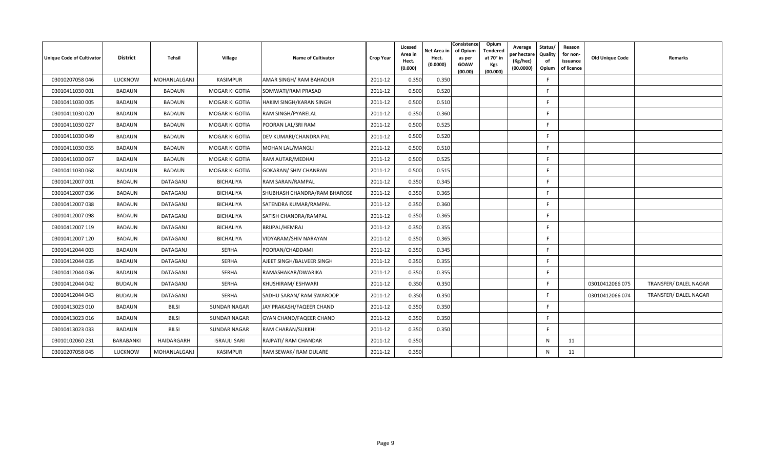| Unique Code of Cultivator | District | Tehsil | Village | Name of Cultivator | Crop Year | Licesed Area in Hect. (0.000) | Net Area in Hect. (0.0000) | Consistence of Opium as per GOAW (00.00) | Opium Tendered at 70° in Kgs (00.000) | Average per hectare (Kg/hec) (00.0000) | Status/ Quality of Opium | Reason for non-issuance of licence | Old Unique Code | Remarks |
|---|---|---|---|---|---|---|---|---|---|---|---|---|---|---|
| 03010207058 046 | LUCKNOW | MOHANLALGANJ | KASIMPUR | AMAR SINGH/ RAM BAHADUR | 2011-12 | 0.350 | 0.350 | | | | F | | | |
| 03010411030 001 | BADAUN | BADAUN | MOGAR KI GOTIA | SOMWATI/RAM PRASAD | 2011-12 | 0.500 | 0.520 | | | | F | | | |
| 03010411030 005 | BADAUN | BADAUN | MOGAR KI GOTIA | HAKIM SINGH/KARAN SINGH | 2011-12 | 0.500 | 0.510 | | | | F | | | |
| 03010411030 020 | BADAUN | BADAUN | MOGAR KI GOTIA | RAM SINGH/PYARELAL | 2011-12 | 0.350 | 0.360 | | | | F | | | |
| 03010411030 027 | BADAUN | BADAUN | MOGAR KI GOTIA | POORAN LAL/SRI RAM | 2011-12 | 0.500 | 0.525 | | | | F | | | |
| 03010411030 049 | BADAUN | BADAUN | MOGAR KI GOTIA | DEV KUMARI/CHANDRA PAL | 2011-12 | 0.500 | 0.520 | | | | F | | | |
| 03010411030 055 | BADAUN | BADAUN | MOGAR KI GOTIA | MOHAN LAL/MANGLI | 2011-12 | 0.500 | 0.510 | | | | F | | | |
| 03010411030 067 | BADAUN | BADAUN | MOGAR KI GOTIA | RAM AUTAR/MEDHAI | 2011-12 | 0.500 | 0.525 | | | | F | | | |
| 03010411030 068 | BADAUN | BADAUN | MOGAR KI GOTIA | GOKARAN/ SHIV CHANRAN | 2011-12 | 0.500 | 0.515 | | | | F | | | |
| 03010412007 001 | BADAUN | DATAGANJ | BICHALIYA | RAM SARAN/RAMPAL | 2011-12 | 0.350 | 0.345 | | | | F | | | |
| 03010412007 036 | BADAUN | DATAGANJ | BICHALIYA | SHUBHASH CHANDRA/RAM BHAROSE | 2011-12 | 0.350 | 0.365 | | | | F | | | |
| 03010412007 038 | BADAUN | DATAGANJ | BICHALIYA | SATENDRA KUMAR/RAMPAL | 2011-12 | 0.350 | 0.360 | | | | F | | | |
| 03010412007 098 | BADAUN | DATAGANJ | BICHALIYA | SATISH CHANDRA/RAMPAL | 2011-12 | 0.350 | 0.365 | | | | F | | | |
| 03010412007 119 | BADAUN | DATAGANJ | BICHALIYA | BRIJPAL/HEMRAJ | 2011-12 | 0.350 | 0.355 | | | | F | | | |
| 03010412007 120 | BADAUN | DATAGANJ | BICHALIYA | VIDYARAM/SHIV NARAYAN | 2011-12 | 0.350 | 0.365 | | | | F | | | |
| 03010412044 003 | BADAUN | DATAGANJ | SERHA | POORAN/CHADDAMI | 2011-12 | 0.350 | 0.345 | | | | F | | | |
| 03010412044 035 | BADAUN | DATAGANJ | SERHA | AJEET SINGH/BALVEER SINGH | 2011-12 | 0.350 | 0.355 | | | | F | | | |
| 03010412044 036 | BADAUN | DATAGANJ | SERHA | RAMASHAKAR/DWARIKA | 2011-12 | 0.350 | 0.355 | | | | F | | | |
| 03010412044 042 | BUDAUN | DATAGANJ | SERHA | KHUSHIRAM/ ESHWARI | 2011-12 | 0.350 | 0.350 | | | | F | | 03010412066 075 | TRANSFER/ DALEL NAGAR |
| 03010412044 043 | BUDAUN | DATAGANJ | SERHA | SADHU SARAN/ RAM SWAROOP | 2011-12 | 0.350 | 0.350 | | | | F | | 03010412066 074 | TRANSFER/ DALEL NAGAR |
| 03010413023 010 | BADAUN | BILSI | SUNDAR NAGAR | JAY PRAKASH/FAQEER CHAND | 2011-12 | 0.350 | 0.350 | | | | F | | | |
| 03010413023 016 | BADAUN | BILSI | SUNDAR NAGAR | GYAN CHAND/FAQEER CHAND | 2011-12 | 0.350 | 0.350 | | | | F | | | |
| 03010413023 033 | BADAUN | BILSI | SUNDAR NAGAR | RAM CHARAN/SUKKHI | 2011-12 | 0.350 | 0.350 | | | | F | | | |
| 03010102060 231 | BARABANKI | HAIDARGARH | ISRAULI SARI | RAJPATI/ RAM CHANDAR | 2011-12 | 0.350 | | | | | N | 11 | | |
| 03010207058 045 | LUCKNOW | MOHANLALGANJ | KASIMPUR | RAM SEWAK/ RAM DULARE | 2011-12 | 0.350 | | | | | N | 11 | | |